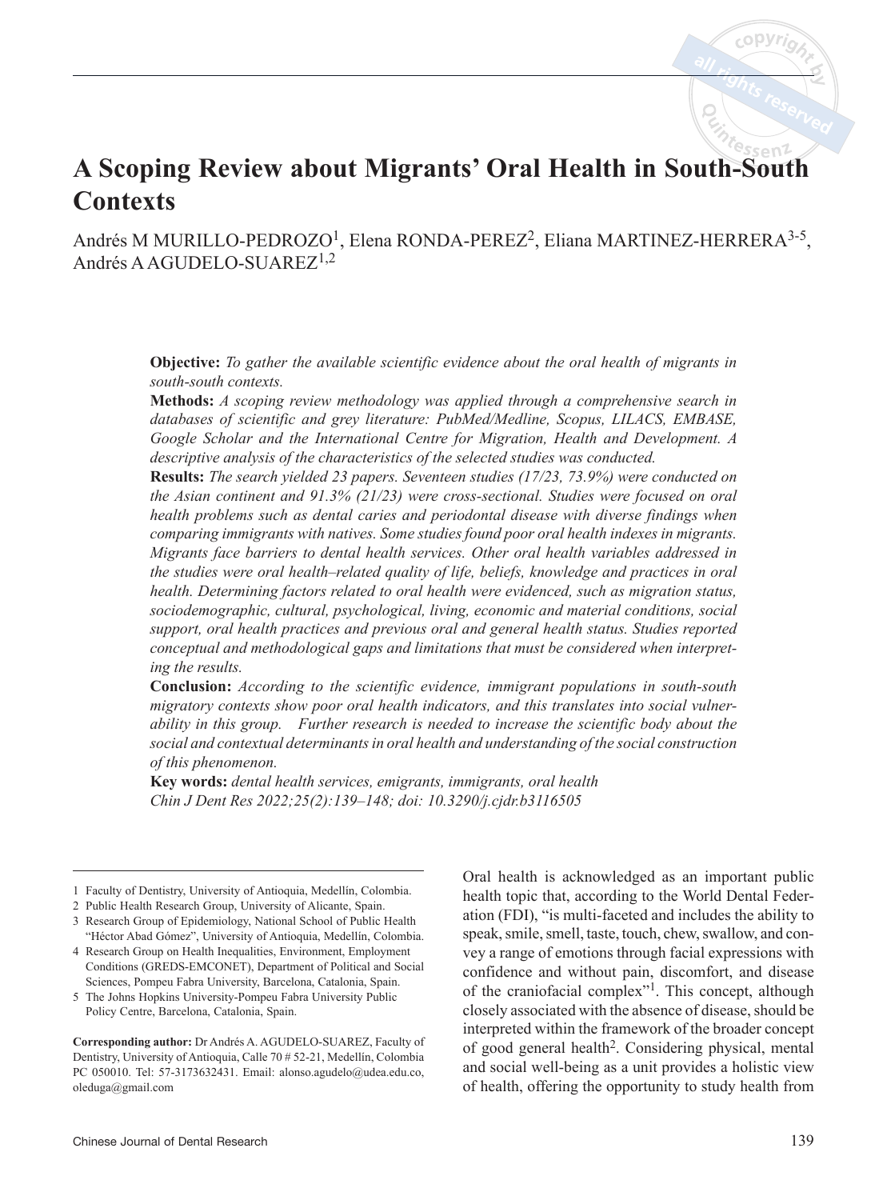# A Scoping Review about Migrants' Oral Health in South-South Contexts

Andrés M MURILLO-PEDROZO[1], Elena RONDA-PEREZ[2], Eliana MARTINEZ-HERRERA[3-5], Andrés A AGUDELO-SUAREZ[1,2]

**Objective:** *To gather the available scientific evidence about the oral health of migrants in south-south contexts.*

**Methods:** *A scoping review methodology was applied through a comprehensive search in databases of scientific and grey literature: PubMed/Medline, Scopus, LILACS, EMBASE, Google Scholar and the International Centre for Migration, Health and Development. A descriptive analysis of the characteristics of the selected studies was conducted.*

**Results:** *The search yielded 23 papers. Seventeen studies (17/23, 73.9%) were conducted on the Asian continent and 91.3% (21/23) were cross-sectional. Studies were focused on oral health problems such as dental caries and periodontal disease with diverse findings when comparing immigrants with natives. Some studies found poor oral health indexes in migrants. Migrants face barriers to dental health services. Other oral health variables addressed in the studies were oral health–related quality of life, beliefs, knowledge and practices in oral health. Determining factors related to oral health were evidenced, such as migration status, sociodemographic, cultural, psychological, living, economic and material conditions, social support, oral health practices and previous oral and general health status. Studies reported conceptual and methodological gaps and limitations that must be considered when interpreting the results.*

**Conclusion:** *According to the scientific evidence, immigrant populations in south-south migratory contexts show poor oral health indicators, and this translates into social vulnerability in this group. Further research is needed to increase the scientific body about the social and contextual determinants in oral health and understanding of the social construction of this phenomenon.*

**Key words:** *dental health services, emigrants, immigrants, oral health*

*Chin J Dent Res 2022;25(2):139–148; doi: 10.3290/j.cjdr.b3116505*

1 Faculty of Dentistry, University of Antioquia, Medellín, Colombia.

2 Public Health Research Group, University of Alicante, Spain.

3 Research Group of Epidemiology, National School of Public Health "Héctor Abad Gómez", University of Antioquia, Medellín, Colombia.

4 Research Group on Health Inequalities, Environment, Employment Conditions (GREDS-EMCONET), Department of Political and Social Sciences, Pompeu Fabra University, Barcelona, Catalonia, Spain.

5 The Johns Hopkins University-Pompeu Fabra University Public Policy Centre, Barcelona, Catalonia, Spain.

**Corresponding author:** Dr Andrés A. AGUDELO-SUAREZ, Faculty of Dentistry, University of Antioquia, Calle 70 # 52-21, Medellín, Colombia PC 050010. Tel: 57-3173632431. Email: alonso.agudelo@udea.edu.co, oleduga@gmail.com

Oral health is acknowledged as an important public health topic that, according to the World Dental Federation (FDI), "is multi-faceted and includes the ability to speak, smile, smell, taste, touch, chew, swallow, and convey a range of emotions through facial expressions with confidence and without pain, discomfort, and disease of the craniofacial complex"[1]. This concept, although closely associated with the absence of disease, should be interpreted within the framework of the broader concept of good general health[2]. Considering physical, mental and social well-being as a unit provides a holistic view of health, offering the opportunity to study health from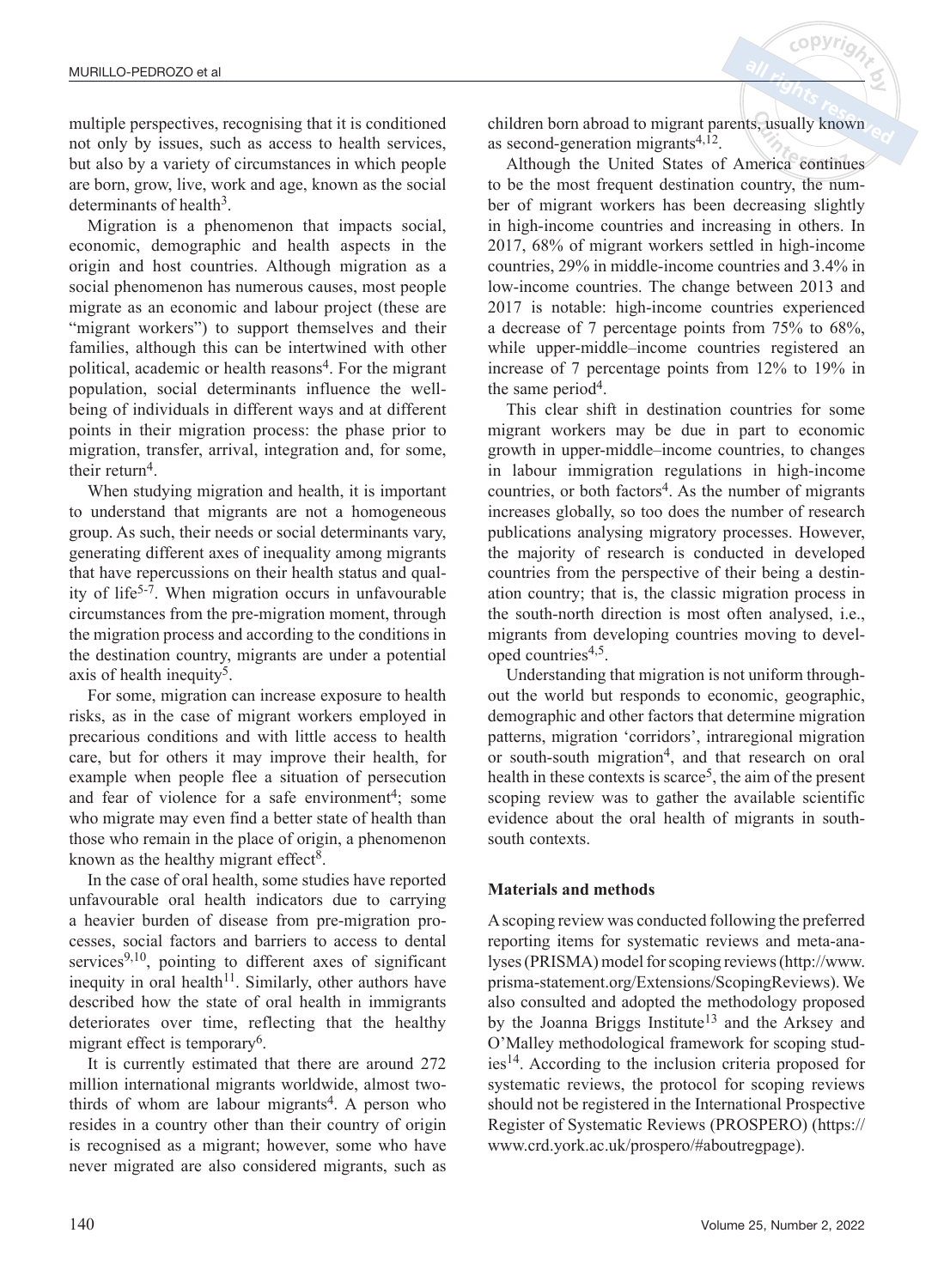multiple perspectives, recognising that it is conditioned not only by issues, such as access to health services, but also by a variety of circumstances in which people are born, grow, live, work and age, known as the social determinants of health[3].

Migration is a phenomenon that impacts social, economic, demographic and health aspects in the origin and host countries. Although migration as a social phenomenon has numerous causes, most people migrate as an economic and labour project (these are "migrant workers") to support themselves and their families, although this can be intertwined with other political, academic or health reasons[4]. For the migrant population, social determinants influence the well-being of individuals in different ways and at different points in their migration process: the phase prior to migration, transfer, arrival, integration and, for some, their return[4].

When studying migration and health, it is important to understand that migrants are not a homogeneous group. As such, their needs or social determinants vary, generating different axes of inequality among migrants that have repercussions on their health status and quality of life[5-7]. When migration occurs in unfavourable circumstances from the pre-migration moment, through the migration process and according to the conditions in the destination country, migrants are under a potential axis of health inequity[5].

For some, migration can increase exposure to health risks, as in the case of migrant workers employed in precarious conditions and with little access to health care, but for others it may improve their health, for example when people flee a situation of persecution and fear of violence for a safe environment[4]; some who migrate may even find a better state of health than those who remain in the place of origin, a phenomenon known as the healthy migrant effect[8].

In the case of oral health, some studies have reported unfavourable oral health indicators due to carrying a heavier burden of disease from pre-migration processes, social factors and barriers to access to dental services[9,10], pointing to different axes of significant inequity in oral health[11]. Similarly, other authors have described how the state of oral health in immigrants deteriorates over time, reflecting that the healthy migrant effect is temporary[6].

It is currently estimated that there are around 272 million international migrants worldwide, almost two-thirds of whom are labour migrants[4]. A person who resides in a country other than their country of origin is recognised as a migrant; however, some who have never migrated are also considered migrants, such as children born abroad to migrant parents, usually known as second-generation migrants[4,12].

Although the United States of America continues to be the most frequent destination country, the number of migrant workers has been decreasing slightly in high-income countries and increasing in others. In 2017, 68% of migrant workers settled in high-income countries, 29% in middle-income countries and 3.4% in low-income countries. The change between 2013 and 2017 is notable: high-income countries experienced a decrease of 7 percentage points from 75% to 68%, while upper-middle–income countries registered an increase of 7 percentage points from 12% to 19% in the same period[4].

This clear shift in destination countries for some migrant workers may be due in part to economic growth in upper-middle–income countries, to changes in labour immigration regulations in high-income countries, or both factors[4]. As the number of migrants increases globally, so too does the number of research publications analysing migratory processes. However, the majority of research is conducted in developed countries from the perspective of their being a destination country; that is, the classic migration process in the south-north direction is most often analysed, i.e., migrants from developing countries moving to developed countries[4,5].

Understanding that migration is not uniform throughout the world but responds to economic, geographic, demographic and other factors that determine migration patterns, migration 'corridors', intraregional migration or south-south migration[4], and that research on oral health in these contexts is scarce[5], the aim of the present scoping review was to gather the available scientific evidence about the oral health of migrants in south-south contexts.

## Materials and methods

A scoping review was conducted following the preferred reporting items for systematic reviews and meta-analyses (PRISMA) model for scoping reviews (http://www.prisma-statement.org/Extensions/ScopingReviews). We also consulted and adopted the methodology proposed by the Joanna Briggs Institute[13] and the Arksey and O'Malley methodological framework for scoping studies[14]. According to the inclusion criteria proposed for systematic reviews, the protocol for scoping reviews should not be registered in the International Prospective Register of Systematic Reviews (PROSPERO) (https://www.crd.york.ac.uk/prospero/#aboutregpage).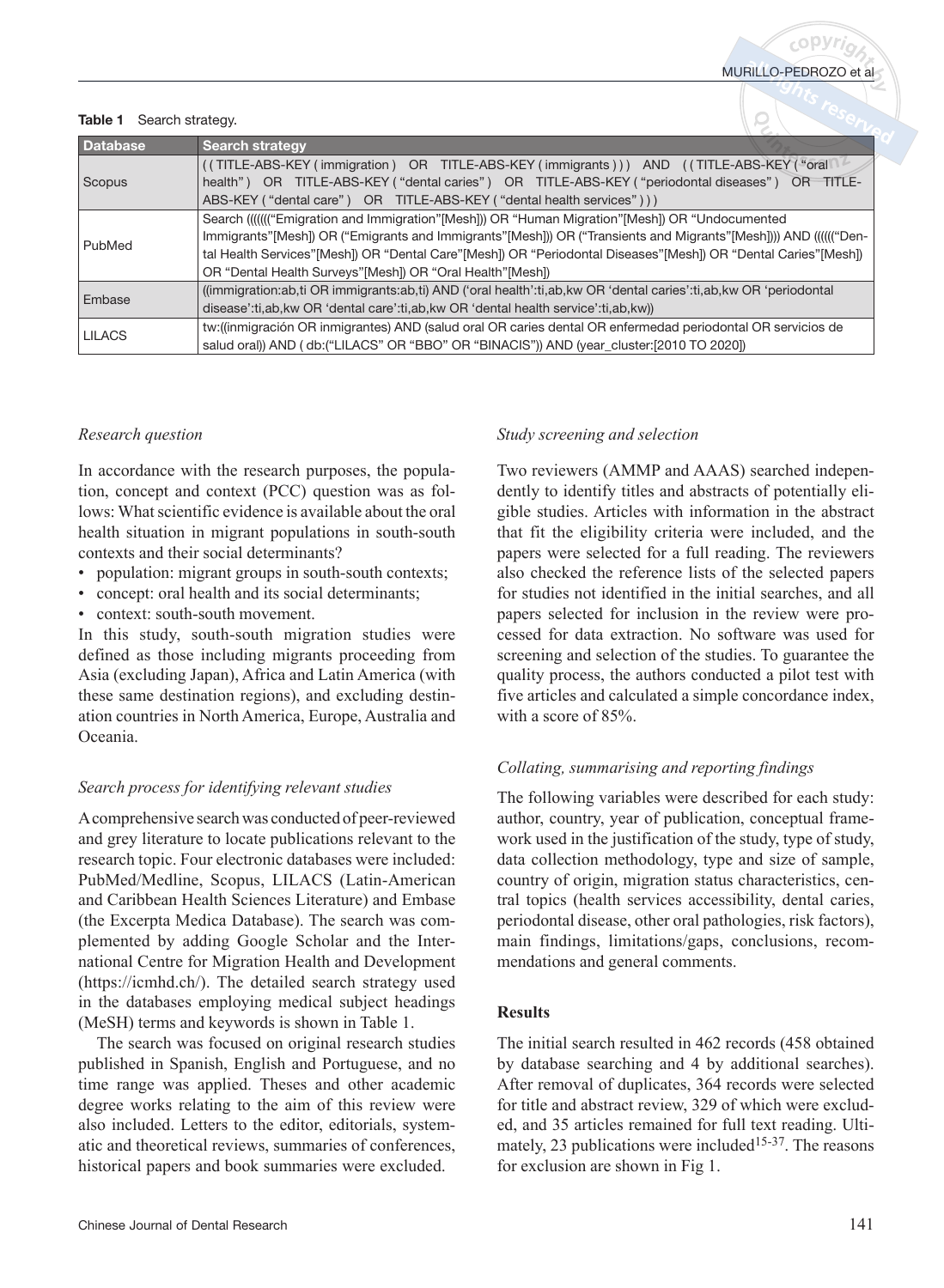**Table 1** Search strategy.

| Database | Search strategy |
|---|---|
| Scopus | ( ( TITLE-ABS-KEY ( immigration ) OR TITLE-ABS-KEY ( immigrants ) ) ) AND ( ( TITLE-ABS-KEY ( "oral health" ) OR TITLE-ABS-KEY ( "dental caries" ) OR TITLE-ABS-KEY ( "periodontal diseases" ) OR TITLE-ABS-KEY ( "dental care" ) OR TITLE-ABS-KEY ( "dental health services" ) ) ) |
| PubMed | Search (((((("Emigration and Immigration"[Mesh])) OR "Human Migration"[Mesh]) OR "Undocumented Immigrants"[Mesh]) OR ("Emigrants and Immigrants"[Mesh])) OR ("Transients and Migrants"[Mesh]))) AND (((((("Dental Health Services"[Mesh]) OR "Dental Care"[Mesh]) OR "Periodontal Diseases"[Mesh]) OR "Dental Caries"[Mesh]) OR "Dental Health Surveys"[Mesh]) OR "Oral Health"[Mesh]) |
| Embase | ((immigration:ab,ti OR immigrants:ab,ti) AND ('oral health':ti,ab,kw OR 'dental caries':ti,ab,kw OR 'periodontal disease':ti,ab,kw OR 'dental care':ti,ab,kw OR 'dental health service':ti,ab,kw)) |
| LILACS | tw:((inmigración OR inmigrantes) AND (salud oral OR caries dental OR enfermedad periodontal OR servicios de salud oral)) AND ( db:("LILACS" OR "BBO" OR "BINACIS")) AND (year_cluster:[2010 TO 2020]) |

*Research question*

In accordance with the research purposes, the population, concept and context (PCC) question was as follows: What scientific evidence is available about the oral health situation in migrant populations in south-south contexts and their social determinants?

- population: migrant groups in south-south contexts;
- concept: oral health and its social determinants;
- context: south-south movement.

In this study, south-south migration studies were defined as those including migrants proceeding from Asia (excluding Japan), Africa and Latin America (with these same destination regions), and excluding destination countries in North America, Europe, Australia and Oceania.

*Search process for identifying relevant studies*

A comprehensive search was conducted of peer-reviewed and grey literature to locate publications relevant to the research topic. Four electronic databases were included: PubMed/Medline, Scopus, LILACS (Latin-American and Caribbean Health Sciences Literature) and Embase (the Excerpta Medica Database). The search was complemented by adding Google Scholar and the International Centre for Migration Health and Development (https://icmhd.ch/). The detailed search strategy used in the databases employing medical subject headings (MeSH) terms and keywords is shown in Table 1.

The search was focused on original research studies published in Spanish, English and Portuguese, and no time range was applied. Theses and other academic degree works relating to the aim of this review were also included. Letters to the editor, editorials, systematic and theoretical reviews, summaries of conferences, historical papers and book summaries were excluded.

*Study screening and selection*

Two reviewers (AMMP and AAAS) searched independently to identify titles and abstracts of potentially eligible studies. Articles with information in the abstract that fit the eligibility criteria were included, and the papers were selected for a full reading. The reviewers also checked the reference lists of the selected papers for studies not identified in the initial searches, and all papers selected for inclusion in the review were processed for data extraction. No software was used for screening and selection of the studies. To guarantee the quality process, the authors conducted a pilot test with five articles and calculated a simple concordance index, with a score of 85%.

*Collating, summarising and reporting findings*

The following variables were described for each study: author, country, year of publication, conceptual framework used in the justification of the study, type of study, data collection methodology, type and size of sample, country of origin, migration status characteristics, central topics (health services accessibility, dental caries, periodontal disease, other oral pathologies, risk factors), main findings, limitations/gaps, conclusions, recommendations and general comments.

**Results**

The initial search resulted in 462 records (458 obtained by database searching and 4 by additional searches). After removal of duplicates, 364 records were selected for title and abstract review, 329 of which were excluded, and 35 articles remained for full text reading. Ultimately, 23 publications were included[15-37]. The reasons for exclusion are shown in Fig 1.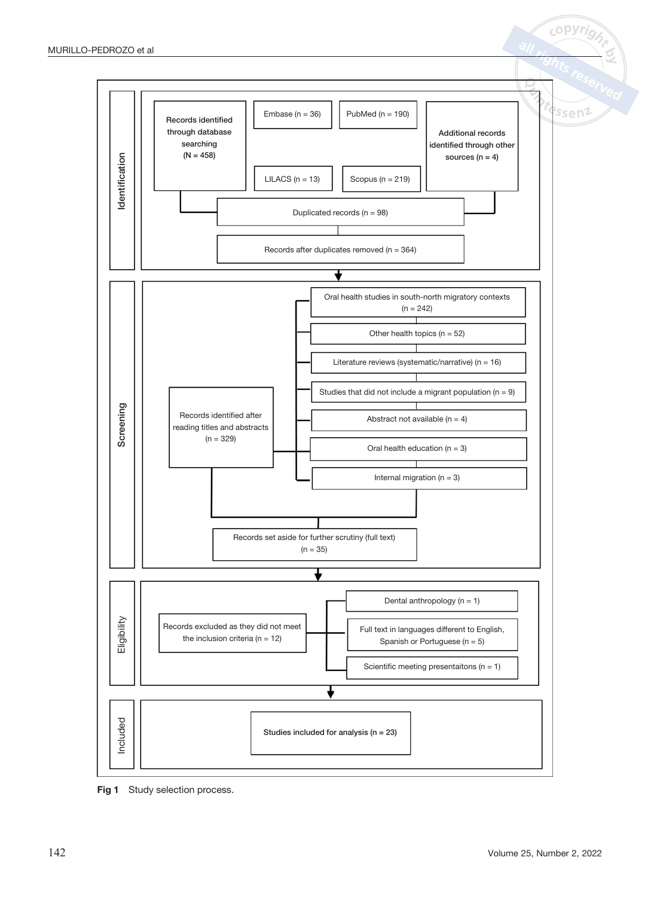**Identification**

- Records identified through database searching (N = 458)
  - Embase (n = 36)
  - PubMed (n = 190)
  - LILACS (n = 13)
  - Scopus (n = 219)
- Additional records identified through other sources (n = 4)
- Duplicated records (n = 98)
- Records after duplicates removed (n = 364)

**Screening**

- Records identified after reading titles and abstracts (n = 329)
  - Oral health studies in south-north migratory contexts (n = 242)
  - Other health topics (n = 52)
  - Literature reviews (systematic/narrative) (n = 16)
  - Studies that did not include a migrant population (n = 9)
  - Abstract not available (n = 4)
  - Oral health education (n = 3)
  - Internal migration (n = 3)
- Records set aside for further scrutiny (full text) (n = 35)

**Eligibility**

- Records excluded as they did not meet the inclusion criteria (n = 12)
  - Dental anthropology (n = 1)
  - Full text in languages different to English, Spanish or Portuguese (n = 5)
  - Scientific meeting presentaitons (n = 1)

**Included**

- Studies included for analysis (n = 23)

**Fig 1** Study selection process.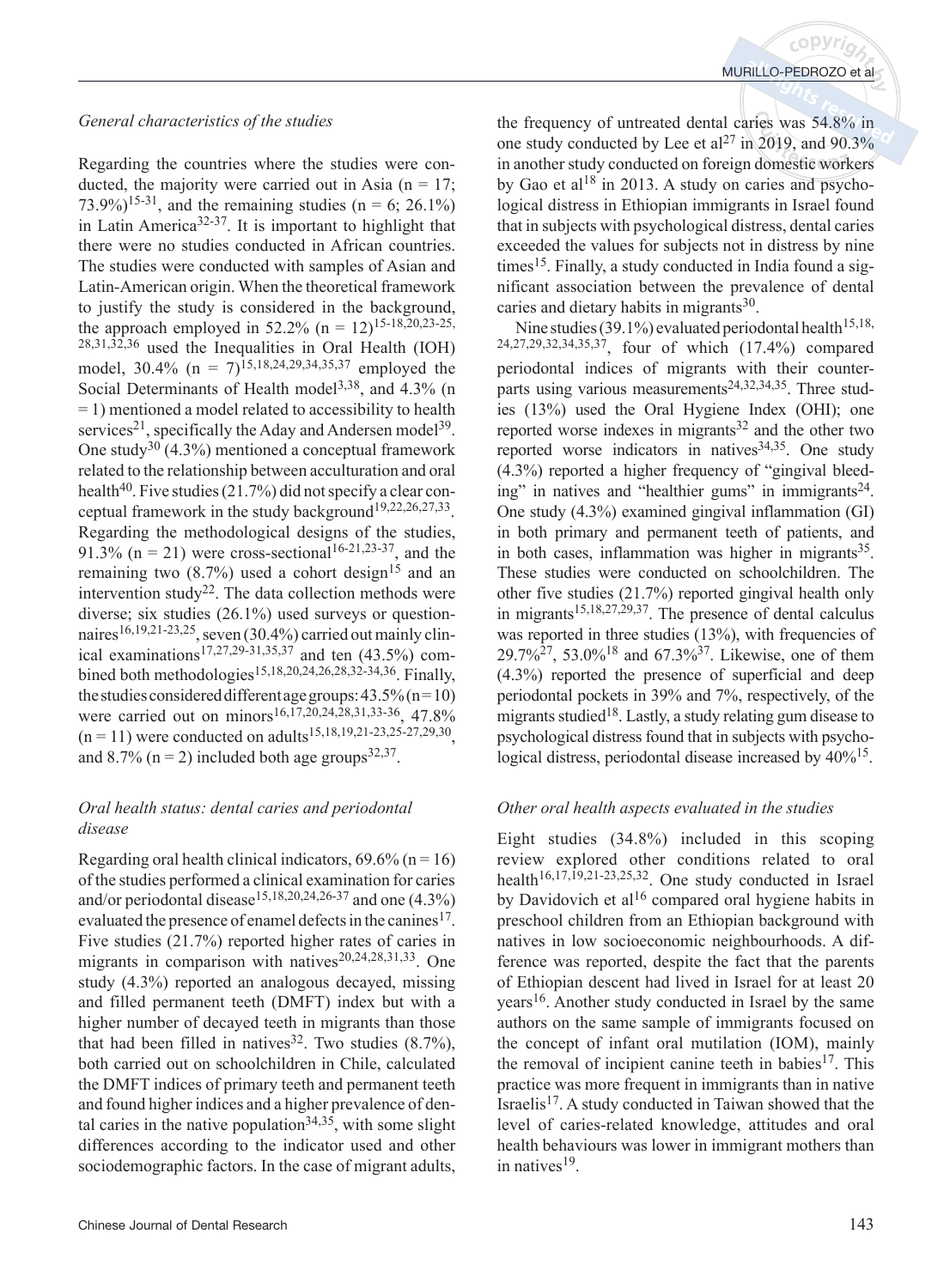### *General characteristics of the studies*

Regarding the countries where the studies were conducted, the majority were carried out in Asia (n = 17; 73.9%)[15-31], and the remaining studies (n = 6; 26.1%) in Latin America[32-37]. It is important to highlight that there were no studies conducted in African countries. The studies were conducted with samples of Asian and Latin-American origin. When the theoretical framework to justify the study is considered in the background, the approach employed in 52.2% (n = 12)[15-18,20,23-25,28,31,32,36] used the Inequalities in Oral Health (IOH) model, 30.4% (n = 7)[15,18,24,29,34,35,37] employed the Social Determinants of Health model[3,38], and 4.3% (n = 1) mentioned a model related to accessibility to health services[21], specifically the Aday and Andersen model[39]. One study[30] (4.3%) mentioned a conceptual framework related to the relationship between acculturation and oral health[40]. Five studies (21.7%) did not specify a clear conceptual framework in the study background[19,22,26,27,33]. Regarding the methodological designs of the studies, 91.3% (n = 21) were cross-sectional[16-21,23-37], and the remaining two (8.7%) used a cohort design[15] and an intervention study[22]. The data collection methods were diverse; six studies (26.1%) used surveys or questionnaires[16,19,21-23,25], seven (30.4%) carried out mainly clinical examinations[17,27,29-31,35,37] and ten (43.5%) combined both methodologies[15,18,20,24,26,28,32-34,36]. Finally, the studies considered different age groups: 43.5% (n = 10) were carried out on minors[16,17,20,24,28,31,33-36], 47.8% (n = 11) were conducted on adults[15,18,19,21-23,25-27,29,30], and 8.7% (n = 2) included both age groups[32,37].

### *Oral health status: dental caries and periodontal disease*

Regarding oral health clinical indicators, 69.6% (n = 16) of the studies performed a clinical examination for caries and/or periodontal disease[15,18,20,24,26-37] and one (4.3%) evaluated the presence of enamel defects in the canines[17]. Five studies (21.7%) reported higher rates of caries in migrants in comparison with natives[20,24,28,31,33]. One study (4.3%) reported an analogous decayed, missing and filled permanent teeth (DMFT) index but with a higher number of decayed teeth in migrants than those that had been filled in natives[32]. Two studies (8.7%), both carried out on schoolchildren in Chile, calculated the DMFT indices of primary teeth and permanent teeth and found higher indices and a higher prevalence of dental caries in the native population[34,35], with some slight differences according to the indicator used and other sociodemographic factors. In the case of migrant adults, the frequency of untreated dental caries was 54.8% in one study conducted by Lee et al[27] in 2019, and 90.3% in another study conducted on foreign domestic workers by Gao et al[18] in 2013. A study on caries and psychological distress in Ethiopian immigrants in Israel found that in subjects with psychological distress, dental caries exceeded the values for subjects not in distress by nine times[15]. Finally, a study conducted in India found a significant association between the prevalence of dental caries and dietary habits in migrants[30].

Nine studies (39.1%) evaluated periodontal health[15,18,24,27,29,32,34,35,37], four of which (17.4%) compared periodontal indices of migrants with their counterparts using various measurements[24,32,34,35]. Three studies (13%) used the Oral Hygiene Index (OHI); one reported worse indexes in migrants[32] and the other two reported worse indicators in natives[34,35]. One study (4.3%) reported a higher frequency of "gingival bleeding" in natives and "healthier gums" in immigrants[24]. One study (4.3%) examined gingival inflammation (GI) in both primary and permanent teeth of patients, and in both cases, inflammation was higher in migrants[35]. These studies were conducted on schoolchildren. The other five studies (21.7%) reported gingival health only in migrants[15,18,27,29,37]. The presence of dental calculus was reported in three studies (13%), with frequencies of 29.7%[27], 53.0%[18] and 67.3%[37]. Likewise, one of them (4.3%) reported the presence of superficial and deep periodontal pockets in 39% and 7%, respectively, of the migrants studied[18]. Lastly, a study relating gum disease to psychological distress found that in subjects with psychological distress, periodontal disease increased by 40%[15].

### *Other oral health aspects evaluated in the studies*

Eight studies (34.8%) included in this scoping review explored other conditions related to oral health[16,17,19,21-23,25,32]. One study conducted in Israel by Davidovich et al[16] compared oral hygiene habits in preschool children from an Ethiopian background with natives in low socioeconomic neighbourhoods. A difference was reported, despite the fact that the parents of Ethiopian descent had lived in Israel for at least 20 years[16]. Another study conducted in Israel by the same authors on the same sample of immigrants focused on the concept of infant oral mutilation (IOM), mainly the removal of incipient canine teeth in babies[17]. This practice was more frequent in immigrants than in native Israelis[17]. A study conducted in Taiwan showed that the level of caries-related knowledge, attitudes and oral health behaviours was lower in immigrant mothers than in natives[19].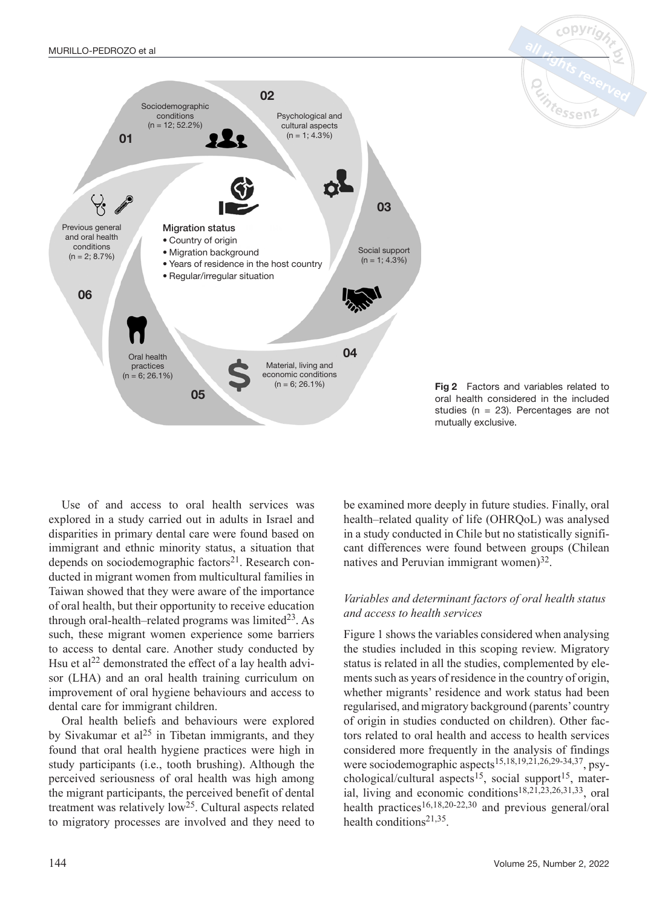01

Sociodemographic conditions (n = 12; 52.2%)

02

Psychological and cultural aspects (n = 1; 4.3%)

03

Social support (n = 1; 4.3%)

04

Material, living and economic conditions (n = 6; 26.1%)

05

Oral health practices (n = 6; 26.1%)

06

Previous general and oral health conditions (n = 2; 8.7%)

Migration status

- Country of origin
- Migration background
- Years of residence in the host country
- Regular/irregular situation

**Fig 2** Factors and variables related to oral health considered in the included studies (n = 23). Percentages are not mutually exclusive.

Use of and access to oral health services was explored in a study carried out in adults in Israel and disparities in primary dental care were found based on immigrant and ethnic minority status, a situation that depends on sociodemographic factors[21]. Research conducted in migrant women from multicultural families in Taiwan showed that they were aware of the importance of oral health, but their opportunity to receive education through oral-health–related programs was limited[23]. As such, these migrant women experience some barriers to access to dental care. Another study conducted by Hsu et al[22] demonstrated the effect of a lay health advisor (LHA) and an oral health training curriculum on improvement of oral hygiene behaviours and access to dental care for immigrant children.

Oral health beliefs and behaviours were explored by Sivakumar et al[25] in Tibetan immigrants, and they found that oral health hygiene practices were high in study participants (i.e., tooth brushing). Although the perceived seriousness of oral health was high among the migrant participants, the perceived benefit of dental treatment was relatively low[25]. Cultural aspects related to migratory processes are involved and they need to be examined more deeply in future studies. Finally, oral health–related quality of life (OHRQoL) was analysed in a study conducted in Chile but no statistically significant differences were found between groups (Chilean natives and Peruvian immigrant women)[32].

### *Variables and determinant factors of oral health status and access to health services*

Figure 1 shows the variables considered when analysing the studies included in this scoping review. Migratory status is related in all the studies, complemented by elements such as years of residence in the country of origin, whether migrants' residence and work status had been regularised, and migratory background (parents' country of origin in studies conducted on children). Other factors related to oral health and access to health services considered more frequently in the analysis of findings were sociodemographic aspects[15,18,19,21,26,29-34,37], psychological/cultural aspects[15], social support[15], material, living and economic conditions[18,21,23,26,31,33], oral health practices[16,18,20-22,30] and previous general/oral health conditions[21,35].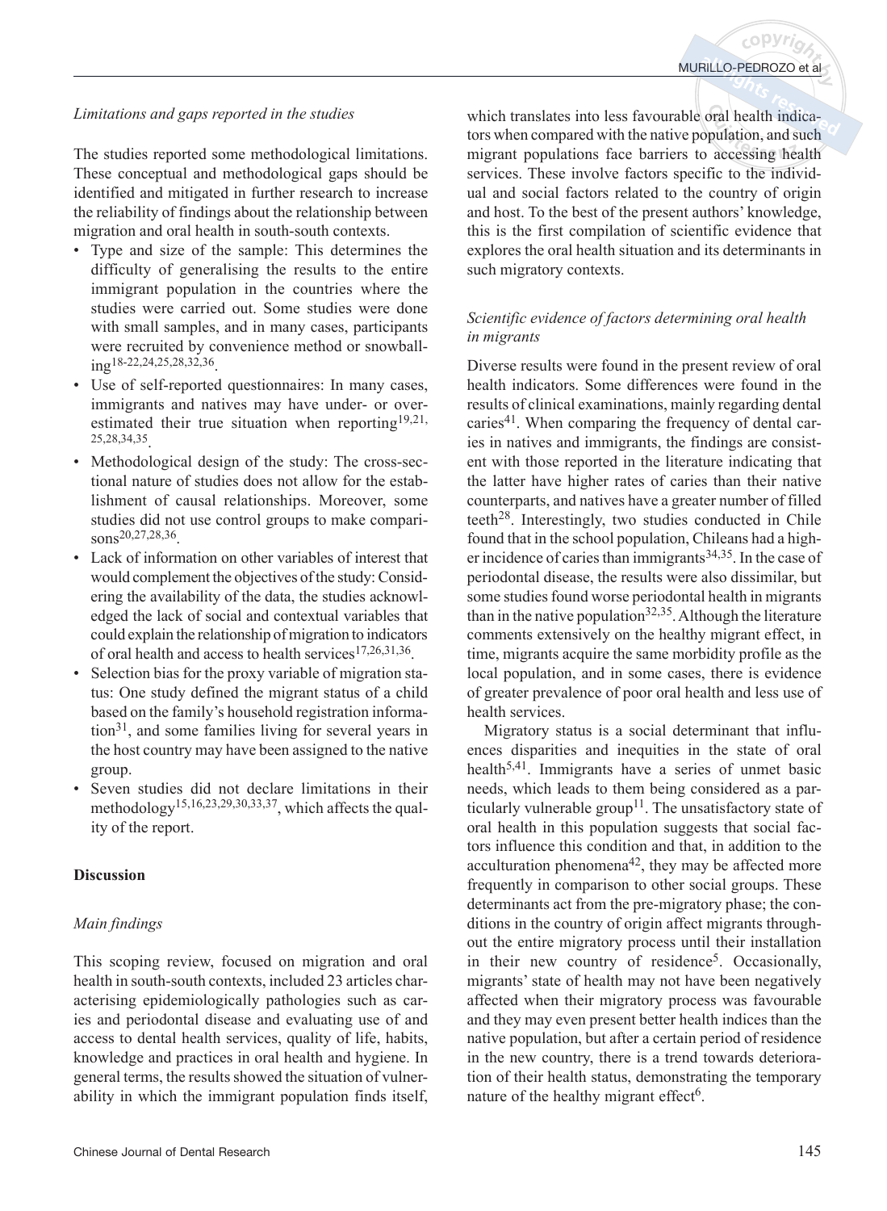*Limitations and gaps reported in the studies*

The studies reported some methodological limitations. These conceptual and methodological gaps should be identified and mitigated in further research to increase the reliability of findings about the relationship between migration and oral health in south-south contexts.

- Type and size of the sample: This determines the difficulty of generalising the results to the entire immigrant population in the countries where the studies were carried out. Some studies were done with small samples, and in many cases, participants were recruited by convenience method or snowballing[18-22,24,25,28,32,36].
- Use of self-reported questionnaires: In many cases, immigrants and natives may have under- or overestimated their true situation when reporting[19,21,25,28,34,35].
- Methodological design of the study: The cross-sectional nature of studies does not allow for the establishment of causal relationships. Moreover, some studies did not use control groups to make comparisons[20,27,28,36].
- Lack of information on other variables of interest that would complement the objectives of the study: Considering the availability of the data, the studies acknowledged the lack of social and contextual variables that could explain the relationship of migration to indicators of oral health and access to health services[17,26,31,36].
- Selection bias for the proxy variable of migration status: One study defined the migrant status of a child based on the family's household registration information[31], and some families living for several years in the host country may have been assigned to the native group.
- Seven studies did not declare limitations in their methodology[15,16,23,29,30,33,37], which affects the quality of the report.

## Discussion

*Main findings*

This scoping review, focused on migration and oral health in south-south contexts, included 23 articles characterising epidemiologically pathologies such as caries and periodontal disease and evaluating use of and access to dental health services, quality of life, habits, knowledge and practices in oral health and hygiene. In general terms, the results showed the situation of vulnerability in which the immigrant population finds itself, which translates into less favourable oral health indicators when compared with the native population, and such migrant populations face barriers to accessing health services. These involve factors specific to the individual and social factors related to the country of origin and host. To the best of the present authors' knowledge, this is the first compilation of scientific evidence that explores the oral health situation and its determinants in such migratory contexts.

*Scientific evidence of factors determining oral health in migrants*

Diverse results were found in the present review of oral health indicators. Some differences were found in the results of clinical examinations, mainly regarding dental caries[41]. When comparing the frequency of dental caries in natives and immigrants, the findings are consistent with those reported in the literature indicating that the latter have higher rates of caries than their native counterparts, and natives have a greater number of filled teeth[28]. Interestingly, two studies conducted in Chile found that in the school population, Chileans had a higher incidence of caries than immigrants[34,35]. In the case of periodontal disease, the results were also dissimilar, but some studies found worse periodontal health in migrants than in the native population[32,35]. Although the literature comments extensively on the healthy migrant effect, in time, migrants acquire the same morbidity profile as the local population, and in some cases, there is evidence of greater prevalence of poor oral health and less use of health services.

Migratory status is a social determinant that influences disparities and inequities in the state of oral health[5,41]. Immigrants have a series of unmet basic needs, which leads to them being considered as a particularly vulnerable group[11]. The unsatisfactory state of oral health in this population suggests that social factors influence this condition and that, in addition to the acculturation phenomena[42], they may be affected more frequently in comparison to other social groups. These determinants act from the pre-migratory phase; the conditions in the country of origin affect migrants throughout the entire migratory process until their installation in their new country of residence[5]. Occasionally, migrants' state of health may not have been negatively affected when their migratory process was favourable and they may even present better health indices than the native population, but after a certain period of residence in the new country, there is a trend towards deterioration of their health status, demonstrating the temporary nature of the healthy migrant effect[6].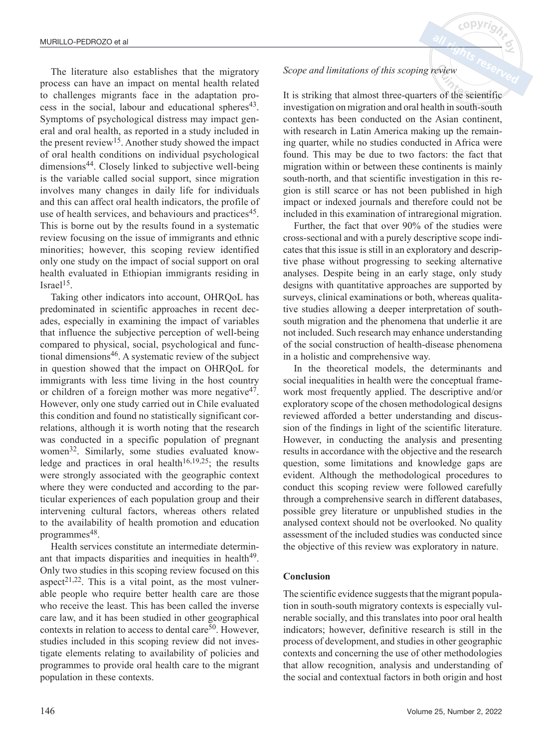The literature also establishes that the migratory process can have an impact on mental health related to challenges migrants face in the adaptation process in the social, labour and educational spheres[43]. Symptoms of psychological distress may impact general and oral health, as reported in a study included in the present review[15]. Another study showed the impact of oral health conditions on individual psychological dimensions[44]. Closely linked to subjective well-being is the variable called social support, since migration involves many changes in daily life for individuals and this can affect oral health indicators, the profile of use of health services, and behaviours and practices[45]. This is borne out by the results found in a systematic review focusing on the issue of immigrants and ethnic minorities; however, this scoping review identified only one study on the impact of social support on oral health evaluated in Ethiopian immigrants residing in Israel[15].

Taking other indicators into account, OHRQoL has predominated in scientific approaches in recent decades, especially in examining the impact of variables that influence the subjective perception of well-being compared to physical, social, psychological and functional dimensions[46]. A systematic review of the subject in question showed that the impact on OHRQoL for immigrants with less time living in the host country or children of a foreign mother was more negative[47]. However, only one study carried out in Chile evaluated this condition and found no statistically significant correlations, although it is worth noting that the research was conducted in a specific population of pregnant women[32]. Similarly, some studies evaluated knowledge and practices in oral health[16,19,25]; the results were strongly associated with the geographic context where they were conducted and according to the particular experiences of each population group and their intervening cultural factors, whereas others related to the availability of health promotion and education programmes[48].

Health services constitute an intermediate determinant that impacts disparities and inequities in health[49]. Only two studies in this scoping review focused on this aspect[21,22]. This is a vital point, as the most vulnerable people who require better health care are those who receive the least. This has been called the inverse care law, and it has been studied in other geographical contexts in relation to access to dental care[50]. However, studies included in this scoping review did not investigate elements relating to availability of policies and programmes to provide oral health care to the migrant population in these contexts.

*Scope and limitations of this scoping review*

It is striking that almost three-quarters of the scientific investigation on migration and oral health in south-south contexts has been conducted on the Asian continent, with research in Latin America making up the remaining quarter, while no studies conducted in Africa were found. This may be due to two factors: the fact that migration within or between these continents is mainly south-north, and that scientific investigation in this region is still scarce or has not been published in high impact or indexed journals and therefore could not be included in this examination of intraregional migration.

Further, the fact that over 90% of the studies were cross-sectional and with a purely descriptive scope indicates that this issue is still in an exploratory and descriptive phase without progressing to seeking alternative analyses. Despite being in an early stage, only study designs with quantitative approaches are supported by surveys, clinical examinations or both, whereas qualitative studies allowing a deeper interpretation of south-south migration and the phenomena that underlie it are not included. Such research may enhance understanding of the social construction of health-disease phenomena in a holistic and comprehensive way.

In the theoretical models, the determinants and social inequalities in health were the conceptual framework most frequently applied. The descriptive and/or exploratory scope of the chosen methodological designs reviewed afforded a better understanding and discussion of the findings in light of the scientific literature. However, in conducting the analysis and presenting results in accordance with the objective and the research question, some limitations and knowledge gaps are evident. Although the methodological procedures to conduct this scoping review were followed carefully through a comprehensive search in different databases, possible grey literature or unpublished studies in the analysed context should not be overlooked. No quality assessment of the included studies was conducted since the objective of this review was exploratory in nature.

## Conclusion

The scientific evidence suggests that the migrant population in south-south migratory contexts is especially vulnerable socially, and this translates into poor oral health indicators; however, definitive research is still in the process of development, and studies in other geographic contexts and concerning the use of other methodologies that allow recognition, analysis and understanding of the social and contextual factors in both origin and host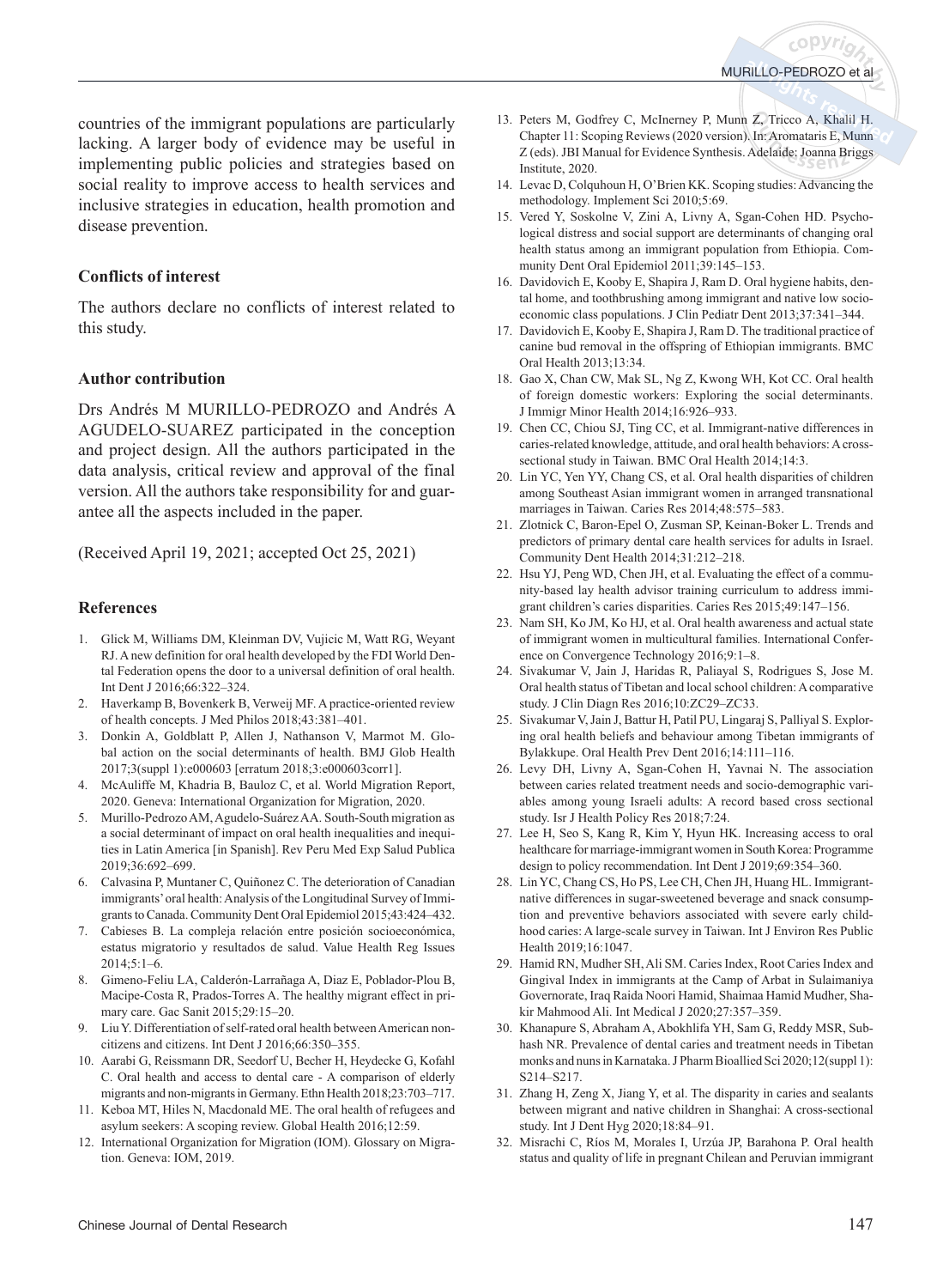countries of the immigrant populations are particularly lacking. A larger body of evidence may be useful in implementing public policies and strategies based on social reality to improve access to health services and inclusive strategies in education, health promotion and disease prevention.

### Conflicts of interest

The authors declare no conflicts of interest related to this study.

### Author contribution

Drs Andrés M MURILLO-PEDROZO and Andrés A AGUDELO-SUAREZ participated in the conception and project design. All the authors participated in the data analysis, critical review and approval of the final version. All the authors take responsibility for and guarantee all the aspects included in the paper.

(Received April 19, 2021; accepted Oct 25, 2021)

### References

1. Glick M, Williams DM, Kleinman DV, Vujicic M, Watt RG, Weyant RJ. A new definition for oral health developed by the FDI World Dental Federation opens the door to a universal definition of oral health. Int Dent J 2016;66:322–324.
2. Haverkamp B, Bovenkerk B, Verweij MF. A practice-oriented review of health concepts. J Med Philos 2018;43:381–401.
3. Donkin A, Goldblatt P, Allen J, Nathanson V, Marmot M. Global action on the social determinants of health. BMJ Glob Health 2017;3(suppl 1):e000603 [erratum 2018;3:e000603corr1].
4. McAuliffe M, Khadria B, Bauloz C, et al. World Migration Report, 2020. Geneva: International Organization for Migration, 2020.
5. Murillo-Pedrozo AM, Agudelo-Suárez AA. South-South migration as a social determinant of impact on oral health inequalities and inequities in Latin America [in Spanish]. Rev Peru Med Exp Salud Publica 2019;36:692–699.
6. Calvasina P, Muntaner C, Quiñonez C. The deterioration of Canadian immigrants' oral health: Analysis of the Longitudinal Survey of Immigrants to Canada. Community Dent Oral Epidemiol 2015;43:424–432.
7. Cabieses B. La compleja relación entre posición socioeconómica, estatus migratorio y resultados de salud. Value Health Reg Issues 2014;5:1–6.
8. Gimeno-Feliu LA, Calderón-Larrañaga A, Diaz E, Poblador-Plou B, Macipe-Costa R, Prados-Torres A. The healthy migrant effect in primary care. Gac Sanit 2015;29:15–20.
9. Liu Y. Differentiation of self-rated oral health between American non-citizens and citizens. Int Dent J 2016;66:350–355.
10. Aarabi G, Reissmann DR, Seedorf U, Becher H, Heydecke G, Kofahl C. Oral health and access to dental care - A comparison of elderly migrants and non-migrants in Germany. Ethn Health 2018;23:703–717.
11. Keboa MT, Hiles N, Macdonald ME. The oral health of refugees and asylum seekers: A scoping review. Global Health 2016;12:59.
12. International Organization for Migration (IOM). Glossary on Migration. Geneva: IOM, 2019.
13. Peters M, Godfrey C, McInerney P, Munn Z, Tricco A, Khalil H. Chapter 11: Scoping Reviews (2020 version). In: Aromataris E, Munn Z (eds). JBI Manual for Evidence Synthesis. Adelaide: Joanna Briggs Institute, 2020.
14. Levac D, Colquhoun H, O'Brien KK. Scoping studies: Advancing the methodology. Implement Sci 2010;5:69.
15. Vered Y, Soskolne V, Zini A, Livny A, Sgan-Cohen HD. Psychological distress and social support are determinants of changing oral health status among an immigrant population from Ethiopia. Community Dent Oral Epidemiol 2011;39:145–153.
16. Davidovich E, Kooby E, Shapira J, Ram D. Oral hygiene habits, dental home, and toothbrushing among immigrant and native low socioeconomic class populations. J Clin Pediatr Dent 2013;37:341–344.
17. Davidovich E, Kooby E, Shapira J, Ram D. The traditional practice of canine bud removal in the offspring of Ethiopian immigrants. BMC Oral Health 2013;13:34.
18. Gao X, Chan CW, Mak SL, Ng Z, Kwong WH, Kot CC. Oral health of foreign domestic workers: Exploring the social determinants. J Immigr Minor Health 2014;16:926–933.
19. Chen CC, Chiou SJ, Ting CC, et al. Immigrant-native differences in caries-related knowledge, attitude, and oral health behaviors: A cross-sectional study in Taiwan. BMC Oral Health 2014;14:3.
20. Lin YC, Yen YY, Chang CS, et al. Oral health disparities of children among Southeast Asian immigrant women in arranged transnational marriages in Taiwan. Caries Res 2014;48:575–583.
21. Zlotnick C, Baron-Epel O, Zusman SP, Keinan-Boker L. Trends and predictors of primary dental care health services for adults in Israel. Community Dent Health 2014;31:212–218.
22. Hsu YJ, Peng WD, Chen JH, et al. Evaluating the effect of a community-based lay health advisor training curriculum to address immigrant children's caries disparities. Caries Res 2015;49:147–156.
23. Nam SH, Ko JM, Ko HJ, et al. Oral health awareness and actual state of immigrant women in multicultural families. International Conference on Convergence Technology 2016;9:1–8.
24. Sivakumar V, Jain J, Haridas R, Paliayal S, Rodrigues S, Jose M. Oral health status of Tibetan and local school children: A comparative study. J Clin Diagn Res 2016;10:ZC29–ZC33.
25. Sivakumar V, Jain J, Battur H, Patil PU, Lingaraj S, Palliyal S. Exploring oral health beliefs and behaviour among Tibetan immigrants of Bylakkupe. Oral Health Prev Dent 2016;14:111–116.
26. Levy DH, Livny A, Sgan-Cohen H, Yavnai N. The association between caries related treatment needs and socio-demographic variables among young Israeli adults: A record based cross sectional study. Isr J Health Policy Res 2018;7:24.
27. Lee H, Seo S, Kang R, Kim Y, Hyun HK. Increasing access to oral healthcare for marriage-immigrant women in South Korea: Programme design to policy recommendation. Int Dent J 2019;69:354–360.
28. Lin YC, Chang CS, Ho PS, Lee CH, Chen JH, Huang HL. Immigrant-native differences in sugar-sweetened beverage and snack consumption and preventive behaviors associated with severe early childhood caries: A large-scale survey in Taiwan. Int J Environ Res Public Health 2019;16:1047.
29. Hamid RN, Mudher SH, Ali SM. Caries Index, Root Caries Index and Gingival Index in immigrants at the Camp of Arbat in Sulaimaniya Governorate, Iraq Raida Noori Hamid, Shaimaa Hamid Mudher, Shakir Mahmood Ali. Int Medical J 2020;27:357–359.
30. Khanapure S, Abraham A, Abokhlifa YH, Sam G, Reddy MSR, Subhash NR. Prevalence of dental caries and treatment needs in Tibetan monks and nuns in Karnataka. J Pharm Bioallied Sci 2020;12(suppl 1):S214–S217.
31. Zhang H, Zeng X, Jiang Y, et al. The disparity in caries and sealants between migrant and native children in Shanghai: A cross-sectional study. Int J Dent Hyg 2020;18:84–91.
32. Misrachi C, Ríos M, Morales I, Urzúa JP, Barahona P. Oral health status and quality of life in pregnant Chilean and Peruvian immigrant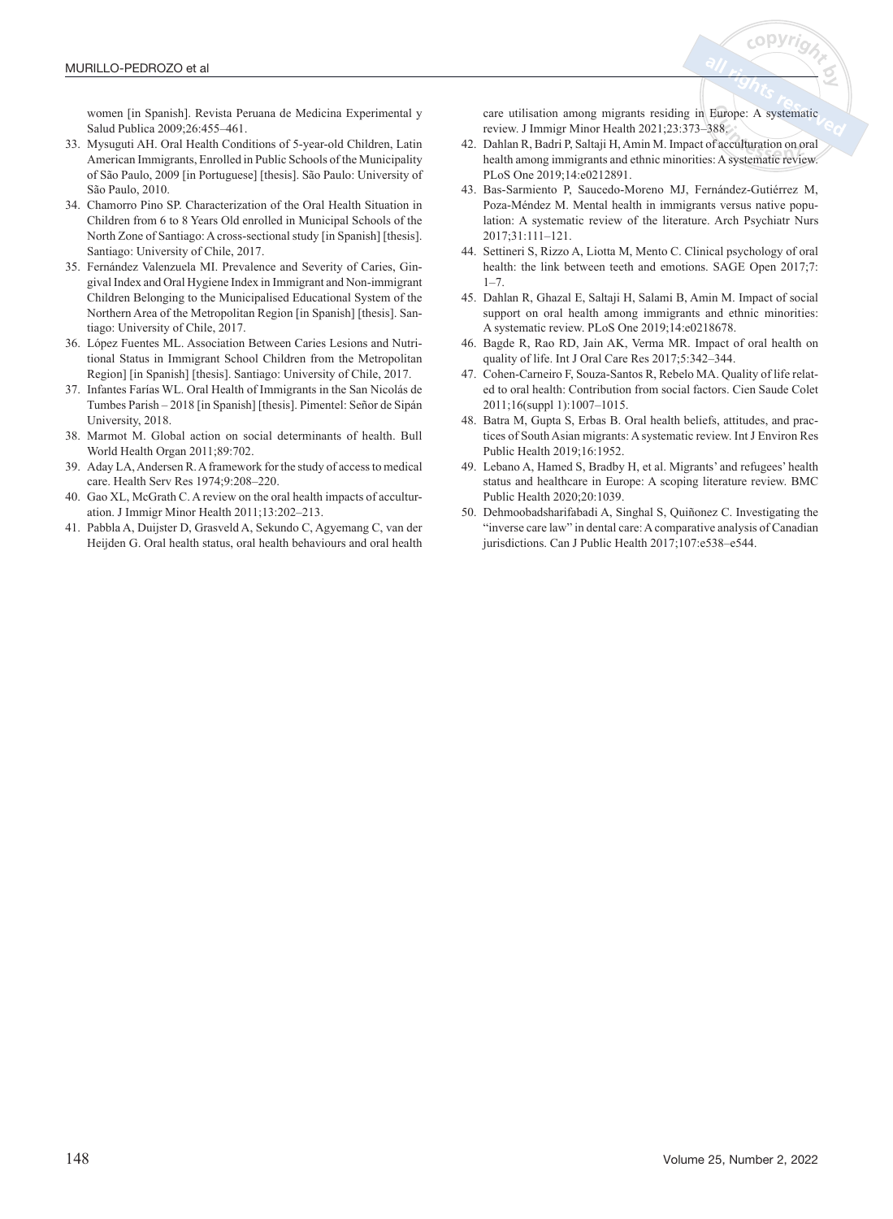women [in Spanish]. Revista Peruana de Medicina Experimental y Salud Publica 2009;26:455–461.

33. Mysuguti AH. Oral Health Conditions of 5-year-old Children, Latin American Immigrants, Enrolled in Public Schools of the Municipality of São Paulo, 2009 [in Portuguese] [thesis]. São Paulo: University of São Paulo, 2010.
34. Chamorro Pino SP. Characterization of the Oral Health Situation in Children from 6 to 8 Years Old enrolled in Municipal Schools of the North Zone of Santiago: A cross-sectional study [in Spanish] [thesis]. Santiago: University of Chile, 2017.
35. Fernández Valenzuela MI. Prevalence and Severity of Caries, Gingival Index and Oral Hygiene Index in Immigrant and Non-immigrant Children Belonging to the Municipalised Educational System of the Northern Area of the Metropolitan Region [in Spanish] [thesis]. Santiago: University of Chile, 2017.
36. López Fuentes ML. Association Between Caries Lesions and Nutritional Status in Immigrant School Children from the Metropolitan Region] [in Spanish] [thesis]. Santiago: University of Chile, 2017.
37. Infantes Farías WL. Oral Health of Immigrants in the San Nicolás de Tumbes Parish – 2018 [in Spanish] [thesis]. Pimentel: Señor de Sipán University, 2018.
38. Marmot M. Global action on social determinants of health. Bull World Health Organ 2011;89:702.
39. Aday LA, Andersen R. A framework for the study of access to medical care. Health Serv Res 1974;9:208–220.
40. Gao XL, McGrath C. A review on the oral health impacts of acculturation. J Immigr Minor Health 2011;13:202–213.
41. Pabbla A, Duijster D, Grasveld A, Sekundo C, Agyemang C, van der Heijden G. Oral health status, oral health behaviours and oral health care utilisation among migrants residing in Europe: A systematic review. J Immigr Minor Health 2021;23:373–388.
42. Dahlan R, Badri P, Saltaji H, Amin M. Impact of acculturation on oral health among immigrants and ethnic minorities: A systematic review. PLoS One 2019;14:e0212891.
43. Bas-Sarmiento P, Saucedo-Moreno MJ, Fernández-Gutiérrez M, Poza-Méndez M. Mental health in immigrants versus native population: A systematic review of the literature. Arch Psychiatr Nurs 2017;31:111–121.
44. Settineri S, Rizzo A, Liotta M, Mento C. Clinical psychology of oral health: the link between teeth and emotions. SAGE Open 2017;7: 1–7.
45. Dahlan R, Ghazal E, Saltaji H, Salami B, Amin M. Impact of social support on oral health among immigrants and ethnic minorities: A systematic review. PLoS One 2019;14:e0218678.
46. Bagde R, Rao RD, Jain AK, Verma MR. Impact of oral health on quality of life. Int J Oral Care Res 2017;5:342–344.
47. Cohen-Carneiro F, Souza-Santos R, Rebelo MA. Quality of life related to oral health: Contribution from social factors. Cien Saude Colet 2011;16(suppl 1):1007–1015.
48. Batra M, Gupta S, Erbas B. Oral health beliefs, attitudes, and practices of South Asian migrants: A systematic review. Int J Environ Res Public Health 2019;16:1952.
49. Lebano A, Hamed S, Bradby H, et al. Migrants' and refugees' health status and healthcare in Europe: A scoping literature review. BMC Public Health 2020;20:1039.
50. Dehmoobadsharifabadi A, Singhal S, Quiñonez C. Investigating the "inverse care law" in dental care: A comparative analysis of Canadian jurisdictions. Can J Public Health 2017;107:e538–e544.